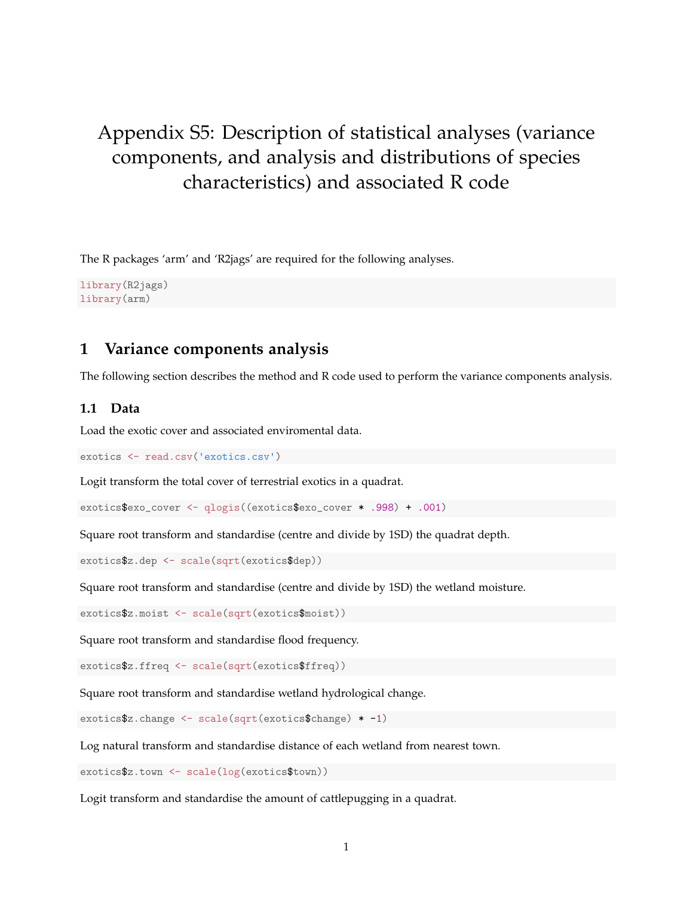# Appendix S5: Description of statistical analyses (variance components, and analysis and distributions of species characteristics) and associated R code

The R packages 'arm' and 'R2jags' are required for the following analyses.

```
library(R2jags)
library(arm)
```

## 1 Variance components analysis

The following section describes the method and R code used to perform the variance components analysis.

### 1.1 Data

Load the exotic cover and associated enviromental data.

```
exotics <- read.csv('exotics.csv')
```

Logit transform the total cover of terrestrial exotics in a quadrat.

```
exotics$exo_cover <- qlogis((exotics$exo_cover * .998) + .001)
```

Square root transform and standardise (centre and divide by 1SD) the quadrat depth.

```
exotics$z.dep <- scale(sqrt(exotics$dep))
```

Square root transform and standardise (centre and divide by 1SD) the wetland moisture.

```
exotics$z.moist <- scale(sqrt(exotics$moist))
```

Square root transform and standardise flood frequency.

```
exotics$z.ffreq <- scale(sqrt(exotics$ffreq))
```

Square root transform and standardise wetland hydrological change.

```
exotics$z.change <- scale(sqrt(exotics$change) * -1)
```

Log natural transform and standardise distance of each wetland from nearest town.

```
exotics$z.town <- scale(log(exotics$town))
```

Logit transform and standardise the amount of cattlepugging in a quadrat.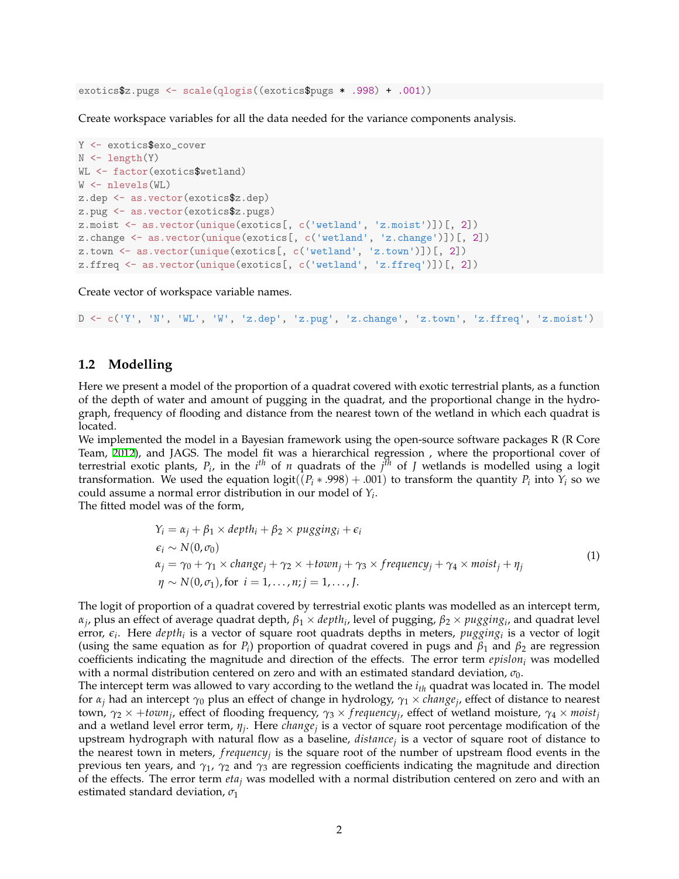```
exotics$z.pugs <- scale(qlogis((exotics$pugs * .998) + .001))
```

Create workspace variables for all the data needed for the variance components analysis.

```
Y <- exotics$exo_cover
N <- length(Y)
WL <- factor(exotics$wetland)
W <- nlevels(WL)
z.dep <- as.vector(exotics$z.dep)
z.pug <- as.vector(exotics$z.pugs)
z.moist <- as.vector(unique(exotics[, c('wetland', 'z.moist')])[, 2])
z.change <- as.vector(unique(exotics[, c('wetland', 'z.change')])[, 2])
z.town <- as.vector(unique(exotics[, c('wetland', 'z.town')])[, 2])
z.ffreq <- as.vector(unique(exotics[, c('wetland', 'z.ffreq')])[, 2])
```

Create vector of workspace variable names.

```
D <- c('Y', 'N', 'WL', 'W', 'z.dep', 'z.pug', 'z.change', 'z.town', 'z.ffreq', 'z.moist')
```

## 1.2 Modelling

Here we present a model of the proportion of a quadrat covered with exotic terrestrial plants, as a function of the depth of water and amount of pugging in the quadrat, and the proportional change in the hydrograph, frequency of flooding and distance from the nearest town of the wetland in which each quadrat is located.

We implemented the model in a Bayesian framework using the open-source software packages R (R Core Team, 2012), and JAGS. The model fit was a hierarchical regression , where the proportional cover of terrestrial exotic plants, $P_i$, in the $i^{th}$ of $n$ quadrats of the $j^{th}$ of $J$ wetlands is modelled using a logit transformation. We used the equation $\text{logit}((P_i * .998) + .001)$ to transform the quantity $P_i$ into $Y_i$ so we could assume a normal error distribution in our model of $Y_i$.

The fitted model was of the form,

$$
\begin{aligned}
&Y_i = \alpha_j + \beta_1 \times depth_i + \beta_2 \times pugging_i + \epsilon_i \\
&\epsilon_i \sim N(0, \sigma_0) \\
&\alpha_j = \gamma_0 + \gamma_1 \times change_j + \gamma_2 \times +town_j + \gamma_3 \times frequency_j + \gamma_4 \times moist_j + \eta_j \\
&\eta \sim N(0, \sigma_1), \text{for } i = 1, \ldots, n; j = 1, \ldots, J.
\end{aligned}
\tag{1}
$$

The logit of proportion of a quadrat covered by terrestrial exotic plants was modelled as an intercept term, $\alpha_j$, plus an effect of average quadrat depth, $\beta_1 \times depth_i$, level of pugging, $\beta_2 \times pugging_i$, and quadrat level error, $\epsilon_i$. Here $depth_i$ is a vector of square root quadrats depths in meters, $pugging_i$ is a vector of logit (using the same equation as for $P_i$) proportion of quadrat covered in pugs and $\beta_1$ and $\beta_2$ are regression coefficients indicating the magnitude and direction of the effects. The error term $epislon_i$ was modelled with a normal distribution centered on zero and with an estimated standard deviation, $\sigma_0$.

The intercept term was allowed to vary according to the wetland the $i_{th}$ quadrat was located in. The model for $\alpha_j$ had an intercept $\gamma_0$ plus an effect of change in hydrology, $\gamma_1 \times change_j$, effect of distance to nearest town, $\gamma_2 \times +town_j$, effect of flooding frequency, $\gamma_3 \times frequency_j$, effect of wetland moisture, $\gamma_4 \times moist_j$ and a wetland level error term, $\eta_j$. Here $change_j$ is a vector of square root percentage modification of the upstream hydrograph with natural flow as a baseline, $distance_j$ is a vector of square root of distance to the nearest town in meters, $frequency_j$ is the square root of the number of upstream flood events in the previous ten years, and $\gamma_1$, $\gamma_2$ and $\gamma_3$ are regression coefficients indicating the magnitude and direction of the effects. The error term $eta_j$ was modelled with a normal distribution centered on zero and with an estimated standard deviation, $\sigma_1$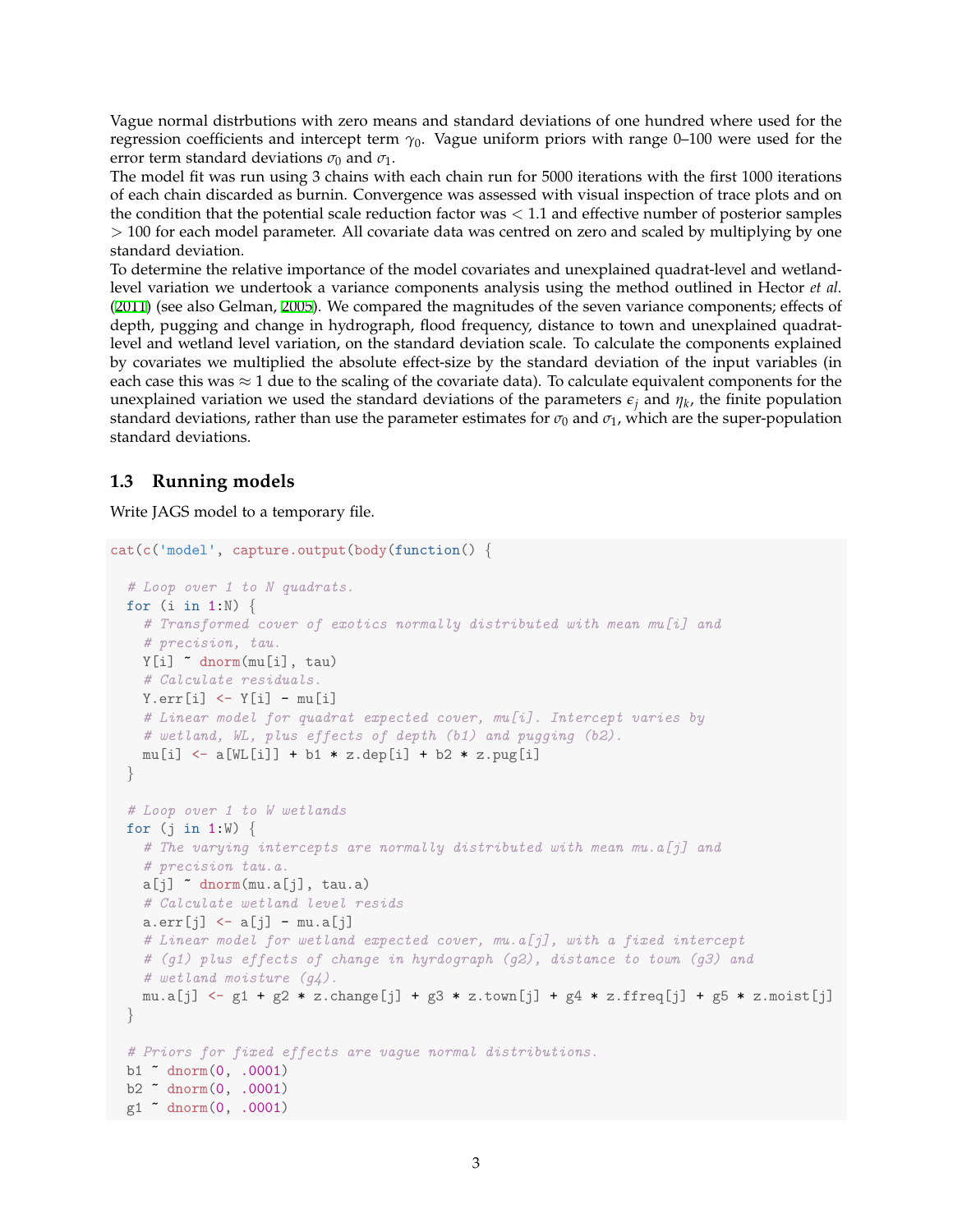Vague normal distrbutions with zero means and standard deviations of one hundred where used for the regression coefficients and intercept term $\gamma_0$. Vague uniform priors with range 0–100 were used for the error term standard deviations $\sigma_0$ and $\sigma_1$.

The model fit was run using 3 chains with each chain run for 5000 iterations with the first 1000 iterations of each chain discarded as burnin. Convergence was assessed with visual inspection of trace plots and on the condition that the potential scale reduction factor was $< 1.1$ and effective number of posterior samples $> 100$ for each model parameter. All covariate data was centred on zero and scaled by multiplying by one standard deviation.

To determine the relative importance of the model covariates and unexplained quadrat-level and wetland-level variation we undertook a variance components analysis using the method outlined in Hector *et al.* (2011) (see also Gelman, 2005). We compared the magnitudes of the seven variance components; effects of depth, pugging and change in hydrograph, flood frequency, distance to town and unexplained quadrat-level and wetland level variation, on the standard deviation scale. To calculate the components explained by covariates we multiplied the absolute effect-size by the standard deviation of the input variables (in each case this was $\approx 1$ due to the scaling of the covariate data). To calculate equivalent components for the unexplained variation we used the standard deviations of the parameters $\epsilon_j$ and $\eta_k$, the finite population standard deviations, rather than use the parameter estimates for $\sigma_0$ and $\sigma_1$, which are the super-population standard deviations.

## 1.3 Running models

Write JAGS model to a temporary file.

```
cat(c('model', capture.output(body(function() {

  # Loop over 1 to N quadrats.
  for (i in 1:N) {
    # Transformed cover of exotics normally distributed with mean mu[i] and
    # precision, tau.
    Y[i] ~ dnorm(mu[i], tau)
    # Calculate residuals.
    Y.err[i] <- Y[i] - mu[i]
    # Linear model for quadrat expected cover, mu[i]. Intercept varies by
    # wetland, WL, plus effects of depth (b1) and pugging (b2).
    mu[i] <- a[WL[i]] + b1 * z.dep[i] + b2 * z.pug[i]
  }

  # Loop over 1 to W wetlands
  for (j in 1:W) {
    # The varying intercepts are normally distributed with mean mu.a[j] and
    # precision tau.a.
    a[j] ~ dnorm(mu.a[j], tau.a)
    # Calculate wetland level resids
    a.err[j] <- a[j] - mu.a[j]
    # Linear model for wetland expected cover, mu.a[j], with a fixed intercept
    # (g1) plus effects of change in hyrdograph (g2), distance to town (g3) and
    # wetland moisture (g4).
    mu.a[j] <- g1 + g2 * z.change[j] + g3 * z.town[j] + g4 * z.ffreq[j] + g5 * z.moist[j]
  }

  # Priors for fixed effects are vague normal distributions.
  b1 ~ dnorm(0, .0001)
  b2 ~ dnorm(0, .0001)
  g1 ~ dnorm(0, .0001)
```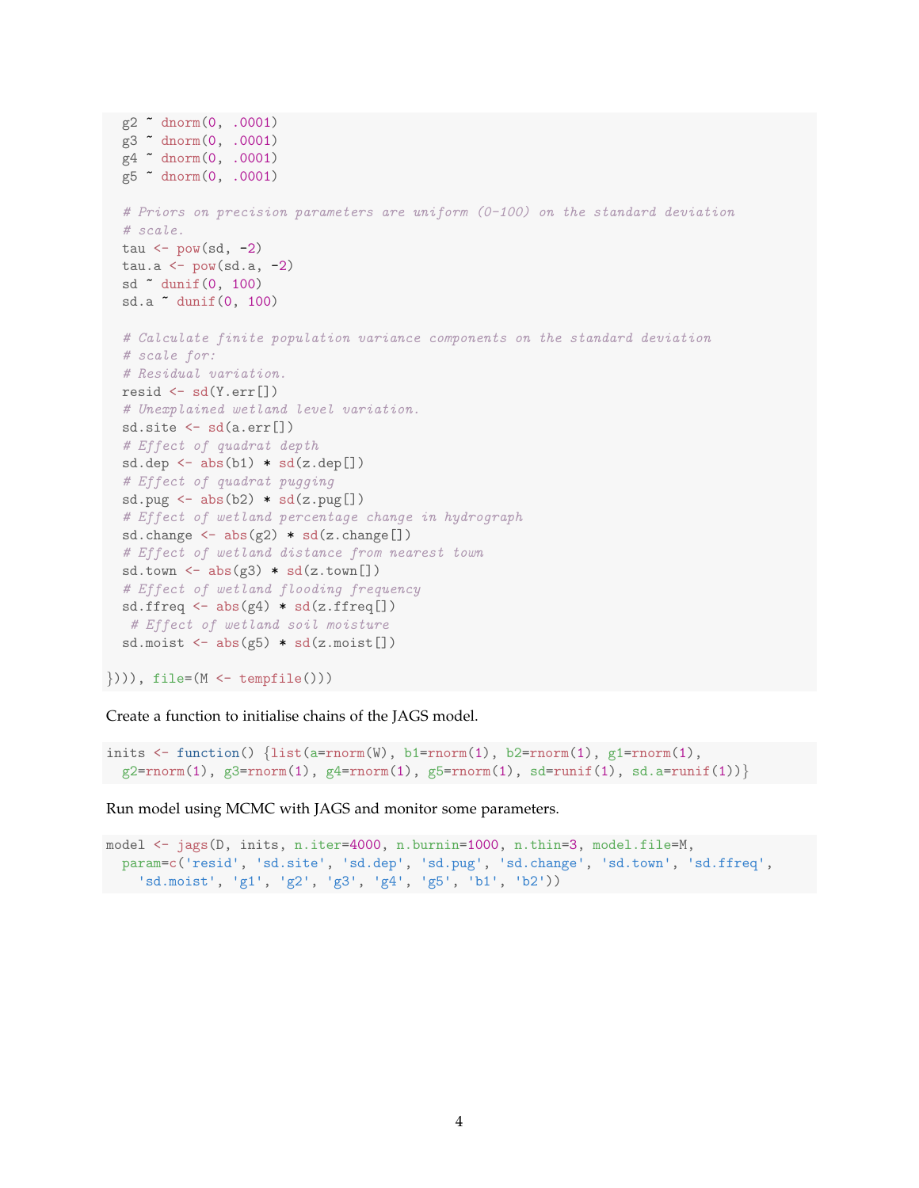```
  g2 ~ dnorm(0, .0001)
  g3 ~ dnorm(0, .0001)
  g4 ~ dnorm(0, .0001)
  g5 ~ dnorm(0, .0001)

  # Priors on precision parameters are uniform (0-100) on the standard deviation
  # scale.
  tau <- pow(sd, -2)
  tau.a <- pow(sd.a, -2)
  sd ~ dunif(0, 100)
  sd.a ~ dunif(0, 100)

  # Calculate finite population variance components on the standard deviation
  # scale for:
  # Residual variation.
  resid <- sd(Y.err[])
  # Unexplained wetland level variation.
  sd.site <- sd(a.err[])
  # Effect of quadrat depth
  sd.dep <- abs(b1) * sd(z.dep[])
  # Effect of quadrat pugging
  sd.pug <- abs(b2) * sd(z.pug[])
  # Effect of wetland percentage change in hydrograph
  sd.change <- abs(g2) * sd(z.change[])
  # Effect of wetland distance from nearest town
  sd.town <- abs(g3) * sd(z.town[])
  # Effect of wetland flooding frequency
  sd.ffreq <- abs(g4) * sd(z.ffreq[])
   # Effect of wetland soil moisture
  sd.moist <- abs(g5) * sd(z.moist[])

}))), file=(M <- tempfile()))
```

Create a function to initialise chains of the JAGS model.

```
inits <- function() {list(a=rnorm(W), b1=rnorm(1), b2=rnorm(1), g1=rnorm(1),
  g2=rnorm(1), g3=rnorm(1), g4=rnorm(1), g5=rnorm(1), sd=runif(1), sd.a=runif(1))}
```

Run model using MCMC with JAGS and monitor some parameters.

```
model <- jags(D, inits, n.iter=4000, n.burnin=1000, n.thin=3, model.file=M,
  param=c('resid', 'sd.site', 'sd.dep', 'sd.pug', 'sd.change', 'sd.town', 'sd.ffreq',
    'sd.moist', 'g1', 'g2', 'g3', 'g4', 'g5', 'b1', 'b2'))
```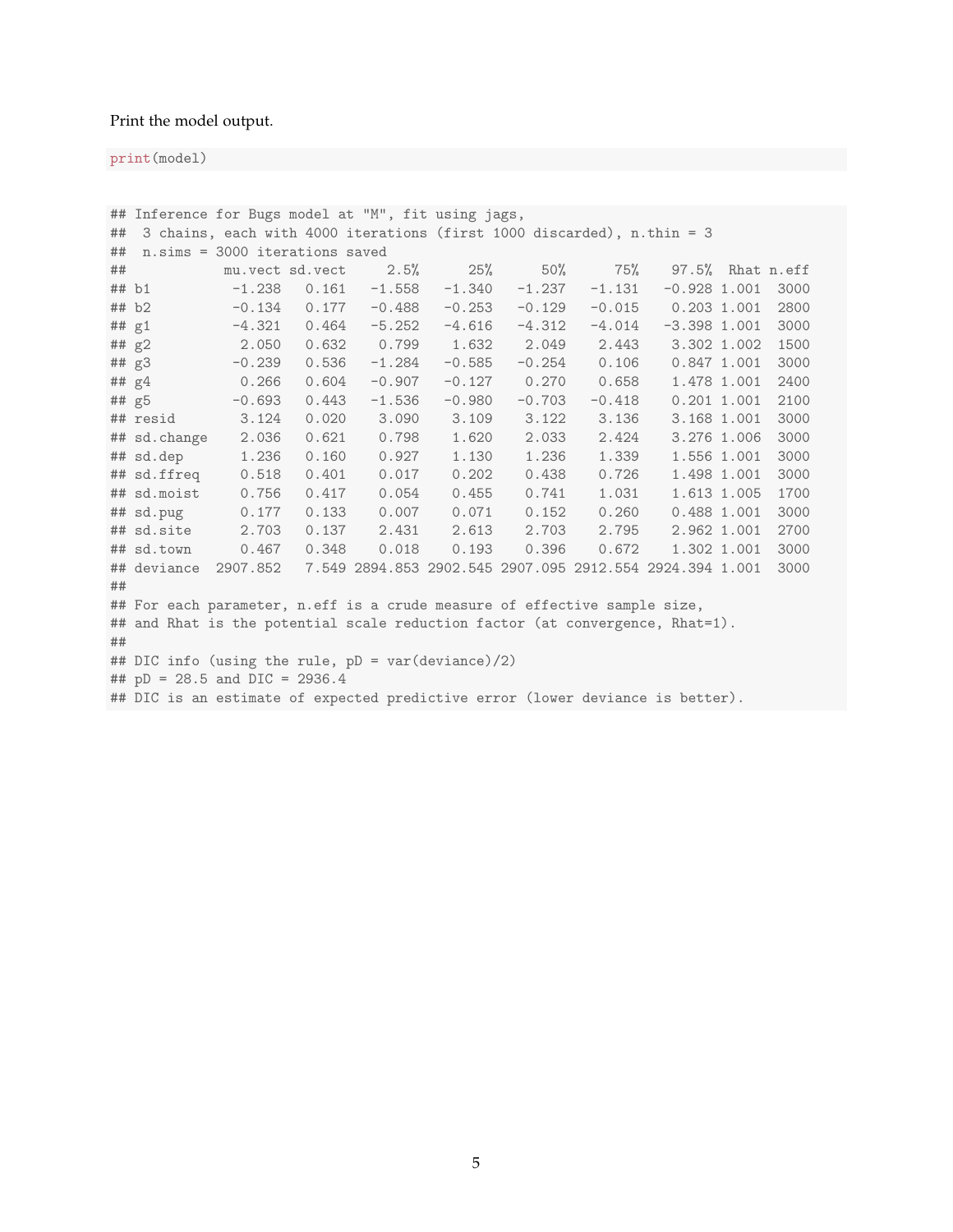Print the model output.

```
print(model)
```

```
## Inference for Bugs model at "M", fit using jags,
##  3 chains, each with 4000 iterations (first 1000 discarded), n.thin = 3
##  n.sims = 3000 iterations saved
##           mu.vect sd.vect     2.5%      25%      50%      75%    97.5%  Rhat n.eff
## b1          -1.238   0.161   -1.558   -1.340   -1.237   -1.131   -0.928 1.001  3000
## b2          -0.134   0.177   -0.488   -0.253   -0.129   -0.015    0.203 1.001  2800
## g1          -4.321   0.464   -5.252   -4.616   -4.312   -4.014   -3.398 1.001  3000
## g2           2.050   0.632    0.799    1.632    2.049    2.443    3.302 1.002  1500
## g3          -0.239   0.536   -1.284   -0.585   -0.254    0.106    0.847 1.001  3000
## g4           0.266   0.604   -0.907   -0.127    0.270    0.658    1.478 1.001  2400
## g5          -0.693   0.443   -1.536   -0.980   -0.703   -0.418    0.201 1.001  2100
## resid        3.124   0.020    3.090    3.109    3.122    3.136    3.168 1.001  3000
## sd.change    2.036   0.621    0.798    1.620    2.033    2.424    3.276 1.006  3000
## sd.dep       1.236   0.160    0.927    1.130    1.236    1.339    1.556 1.001  3000
## sd.ffreq     0.518   0.401    0.017    0.202    0.438    0.726    1.498 1.001  3000
## sd.moist     0.756   0.417    0.054    0.455    0.741    1.031    1.613 1.005  1700
## sd.pug       0.177   0.133    0.007    0.071    0.152    0.260    0.488 1.001  3000
## sd.site      2.703   0.137    2.431    2.613    2.703    2.795    2.962 1.001  2700
## sd.town      0.467   0.348    0.018    0.193    0.396    0.672    1.302 1.001  3000
## deviance  2907.852   7.549 2894.853 2902.545 2907.095 2912.554 2924.394 1.001  3000
##
## For each parameter, n.eff is a crude measure of effective sample size,
## and Rhat is the potential scale reduction factor (at convergence, Rhat=1).
##
## DIC info (using the rule, pD = var(deviance)/2)
## pD = 28.5 and DIC = 2936.4
## DIC is an estimate of expected predictive error (lower deviance is better).
```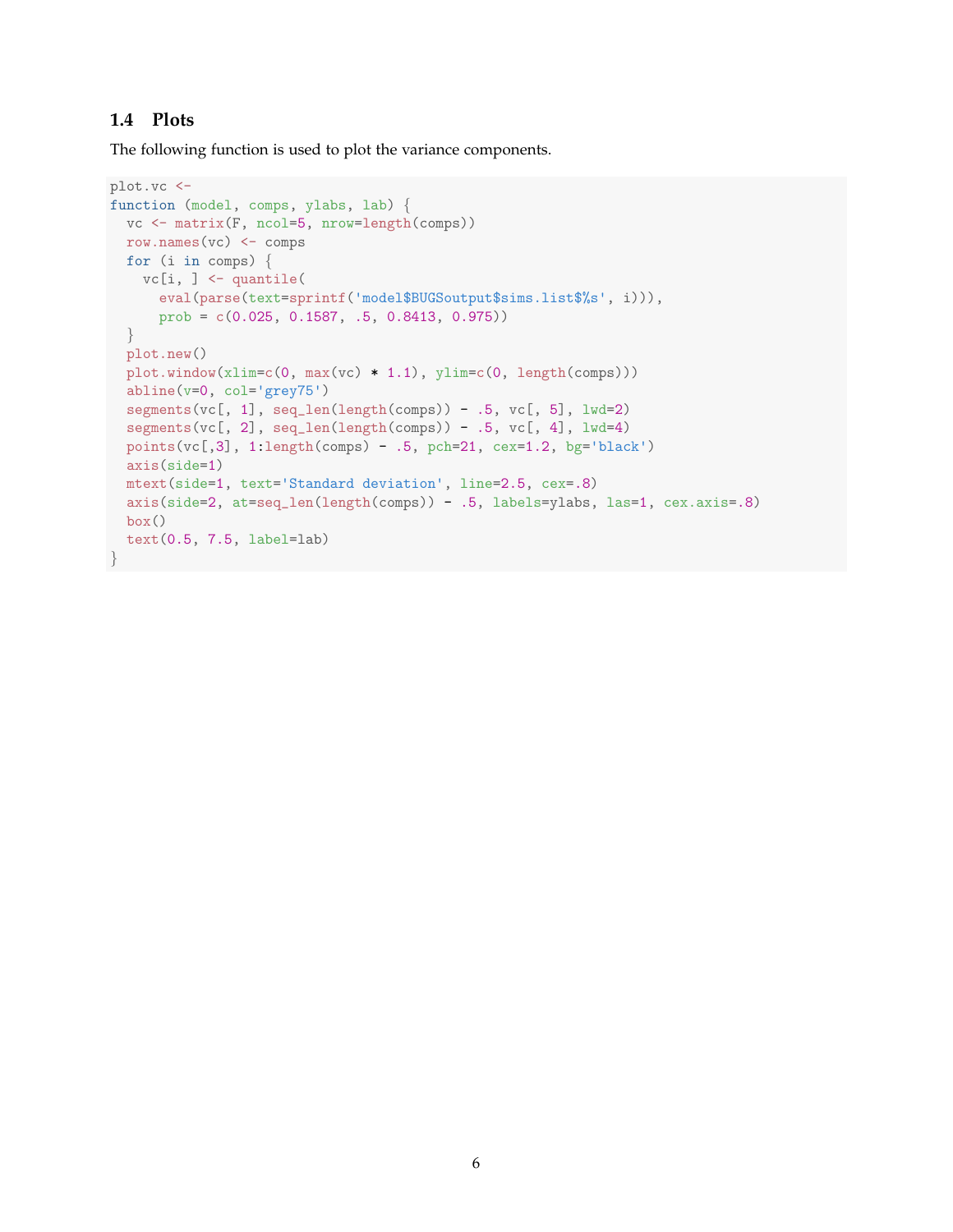## 1.4 Plots

The following function is used to plot the variance components.

```
plot.vc <-
function (model, comps, ylabs, lab) {
  vc <- matrix(F, ncol=5, nrow=length(comps))
  row.names(vc) <- comps
  for (i in comps) {
    vc[i, ] <- quantile(
      eval(parse(text=sprintf('model$BUGSoutput$sims.list$%s', i))),
      prob = c(0.025, 0.1587, .5, 0.8413, 0.975))
  }
  plot.new()
  plot.window(xlim=c(0, max(vc) * 1.1), ylim=c(0, length(comps)))
  abline(v=0, col='grey75')
  segments(vc[, 1], seq_len(length(comps)) - .5, vc[, 5], lwd=2)
  segments(vc[, 2], seq_len(length(comps)) - .5, vc[, 4], lwd=4)
  points(vc[,3], 1:length(comps) - .5, pch=21, cex=1.2, bg='black')
  axis(side=1)
  mtext(side=1, text='Standard deviation', line=2.5, cex=.8)
  axis(side=2, at=seq_len(length(comps)) - .5, labels=ylabs, las=1, cex.axis=.8)
  box()
  text(0.5, 7.5, label=lab)
}
```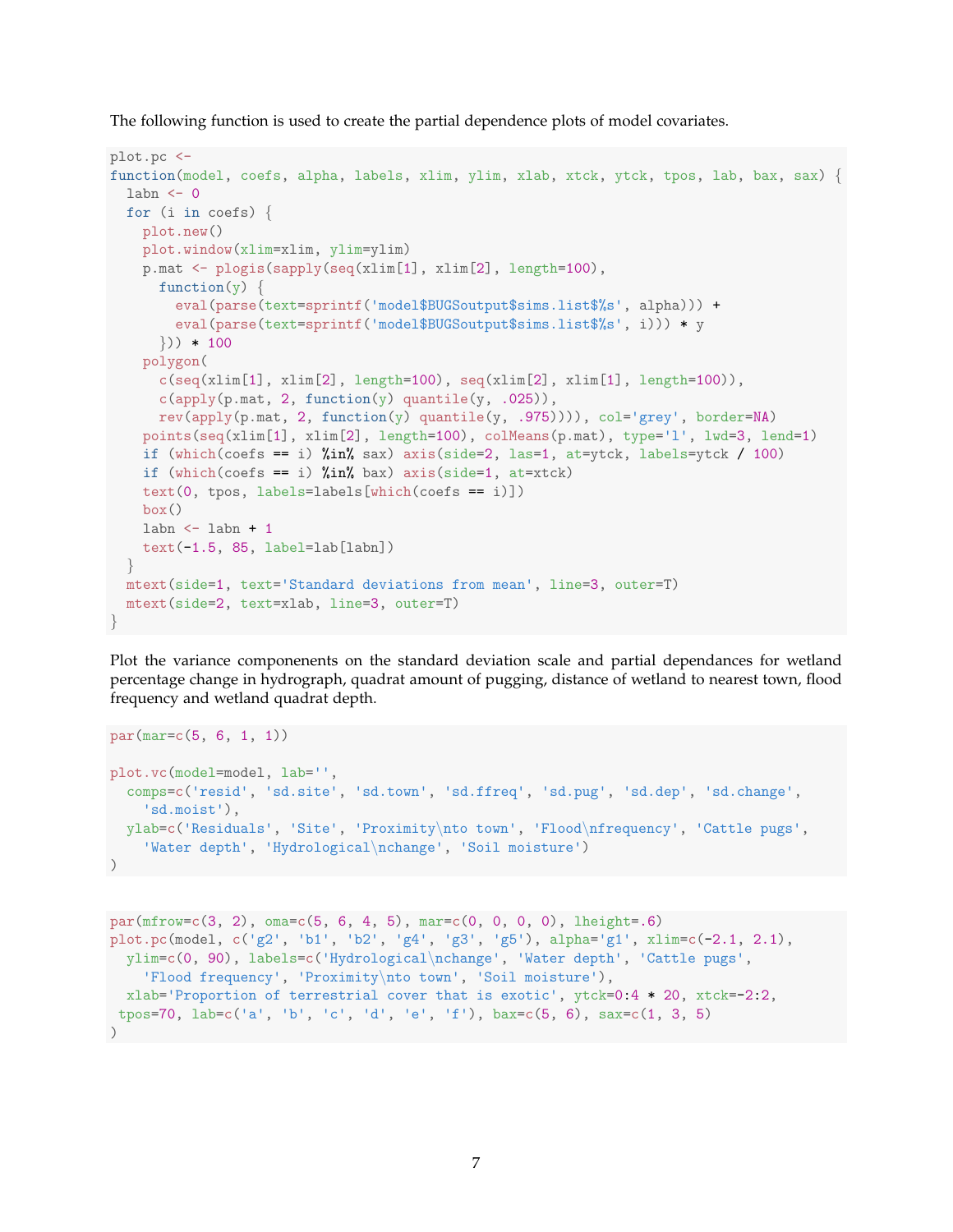The following function is used to create the partial dependence plots of model covariates.

```
plot.pc <-
function(model, coefs, alpha, labels, xlim, ylim, xlab, xtck, ytck, tpos, lab, bax, sax) {
  labn <- 0
  for (i in coefs) {
    plot.new()
    plot.window(xlim=xlim, ylim=ylim)
    p.mat <- plogis(sapply(seq(xlim[1], xlim[2], length=100),
      function(y) {
        eval(parse(text=sprintf('model$BUGSoutput$sims.list$%s', alpha))) +
        eval(parse(text=sprintf('model$BUGSoutput$sims.list$%s', i))) * y
      })) * 100
    polygon(
      c(seq(xlim[1], xlim[2], length=100), seq(xlim[2], xlim[1], length=100)),
      c(apply(p.mat, 2, function(y) quantile(y, .025)),
      rev(apply(p.mat, 2, function(y) quantile(y, .975)))), col='grey', border=NA)
    points(seq(xlim[1], xlim[2], length=100), colMeans(p.mat), type='l', lwd=3, lend=1)
    if (which(coefs == i) %in% sax) axis(side=2, las=1, at=ytck, labels=ytck / 100)
    if (which(coefs == i) %in% bax) axis(side=1, at=xtck)
    text(0, tpos, labels=labels[which(coefs == i)])
    box()
    labn <- labn + 1
    text(-1.5, 85, label=lab[labn])
  }
  mtext(side=1, text='Standard deviations from mean', line=3, outer=T)
  mtext(side=2, text=xlab, line=3, outer=T)
}
```

Plot the variance componenents on the standard deviation scale and partial dependances for wetland percentage change in hydrograph, quadrat amount of pugging, distance of wetland to nearest town, flood frequency and wetland quadrat depth.

```
par(mar=c(5, 6, 1, 1))

plot.vc(model=model, lab='',
  comps=c('resid', 'sd.site', 'sd.town', 'sd.ffreq', 'sd.pug', 'sd.dep', 'sd.change',
    'sd.moist'),
  ylab=c('Residuals', 'Site', 'Proximity\nto town', 'Flood\nfrequency', 'Cattle pugs',
    'Water depth', 'Hydrological\nchange', 'Soil moisture')
)
```

```
par(mfrow=c(3, 2), oma=c(5, 6, 4, 5), mar=c(0, 0, 0, 0), lheight=.6)
plot.pc(model, c('g2', 'b1', 'b2', 'g4', 'g3', 'g5'), alpha='g1', xlim=c(-2.1, 2.1),
  ylim=c(0, 90), labels=c('Hydrological\nchange', 'Water depth', 'Cattle pugs',
    'Flood frequency', 'Proximity\nto town', 'Soil moisture'),
  xlab='Proportion of terrestrial cover that is exotic', ytck=0:4 * 20, xtck=-2:2,
 tpos=70, lab=c('a', 'b', 'c', 'd', 'e', 'f'), bax=c(5, 6), sax=c(1, 3, 5)
)
```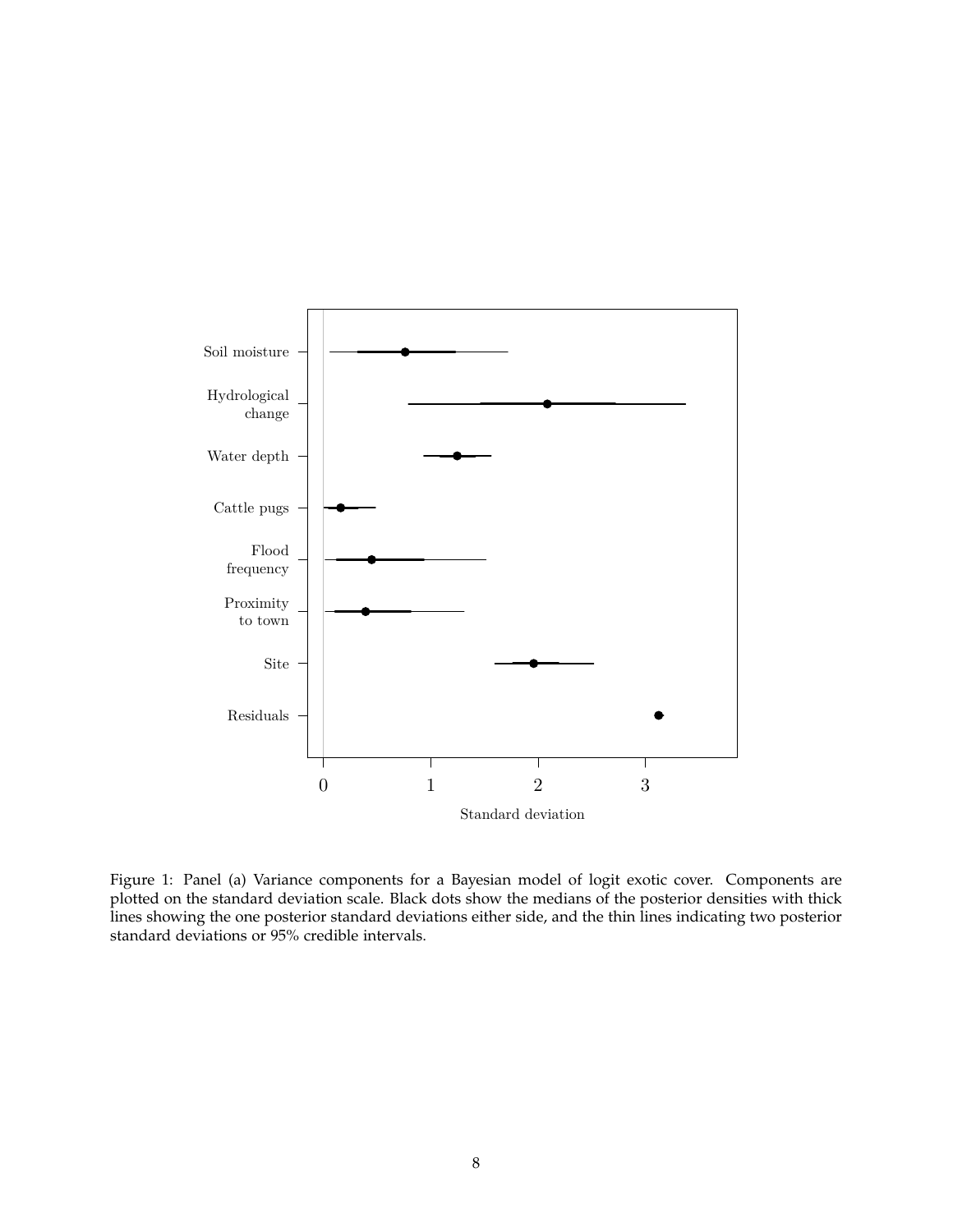Figure 1: Panel (a) Variance components for a Bayesian model of logit exotic cover. Components are plotted on the standard deviation scale. Black dots show the medians of the posterior densities with thick lines showing the one posterior standard deviations either side, and the thin lines indicating two posterior standard deviations or 95% credible intervals.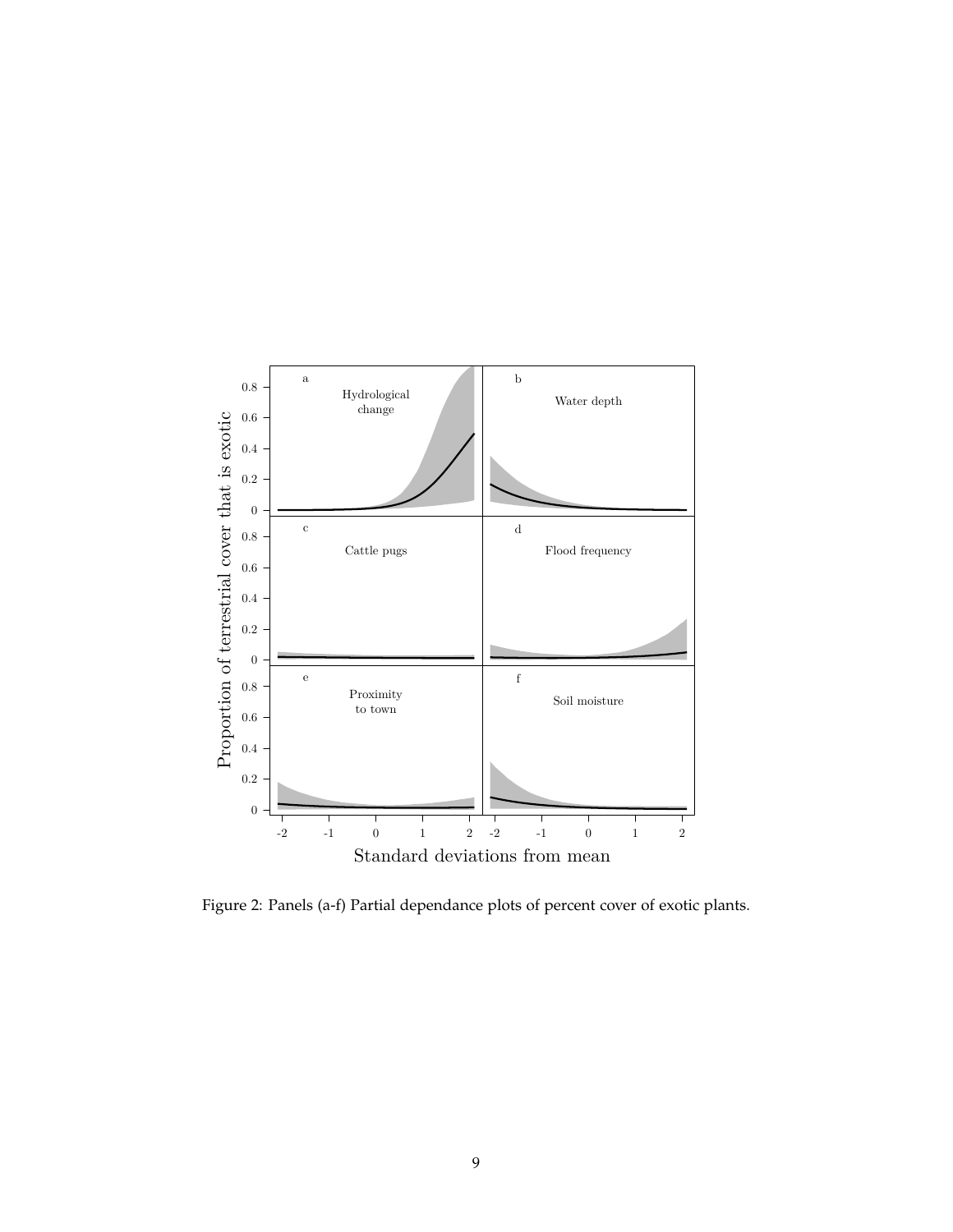Figure 2: Panels (a-f) Partial dependance plots of percent cover of exotic plants.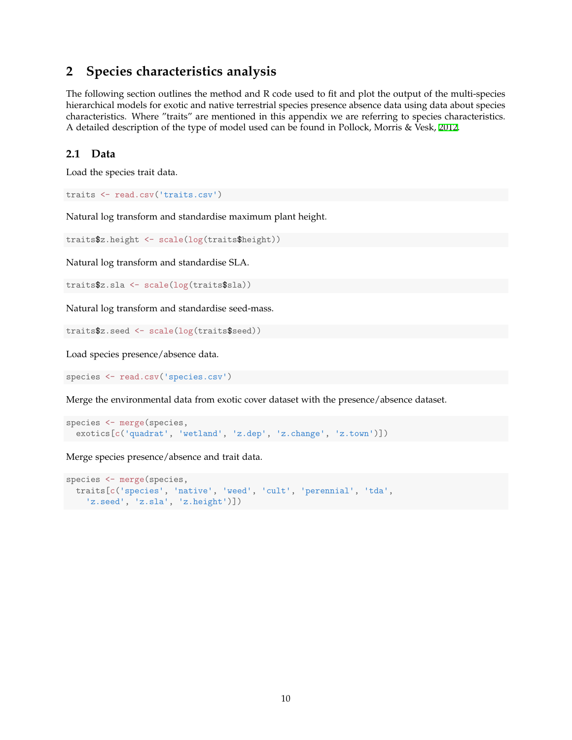## 2 Species characteristics analysis

The following section outlines the method and R code used to fit and plot the output of the multi-species hierarchical models for exotic and native terrestrial species presence absence data using data about species characteristics. Where "traits" are mentioned in this appendix we are referring to species characteristics. A detailed description of the type of model used can be found in Pollock, Morris & Vesk, 2012.

### 2.1 Data

Load the species trait data.

```
traits <- read.csv('traits.csv')
```

Natural log transform and standardise maximum plant height.

```
traits$z.height <- scale(log(traits$height))
```

Natural log transform and standardise SLA.

```
traits$z.sla <- scale(log(traits$sla))
```

Natural log transform and standardise seed-mass.

```
traits$z.seed <- scale(log(traits$seed))
```

Load species presence/absence data.

```
species <- read.csv('species.csv')
```

Merge the environmental data from exotic cover dataset with the presence/absence dataset.

```
species <- merge(species,
  exotics[c('quadrat', 'wetland', 'z.dep', 'z.change', 'z.town')])
```

Merge species presence/absence and trait data.

```
species <- merge(species,
  traits[c('species', 'native', 'weed', 'cult', 'perennial', 'tda',
    'z.seed', 'z.sla', 'z.height')])
```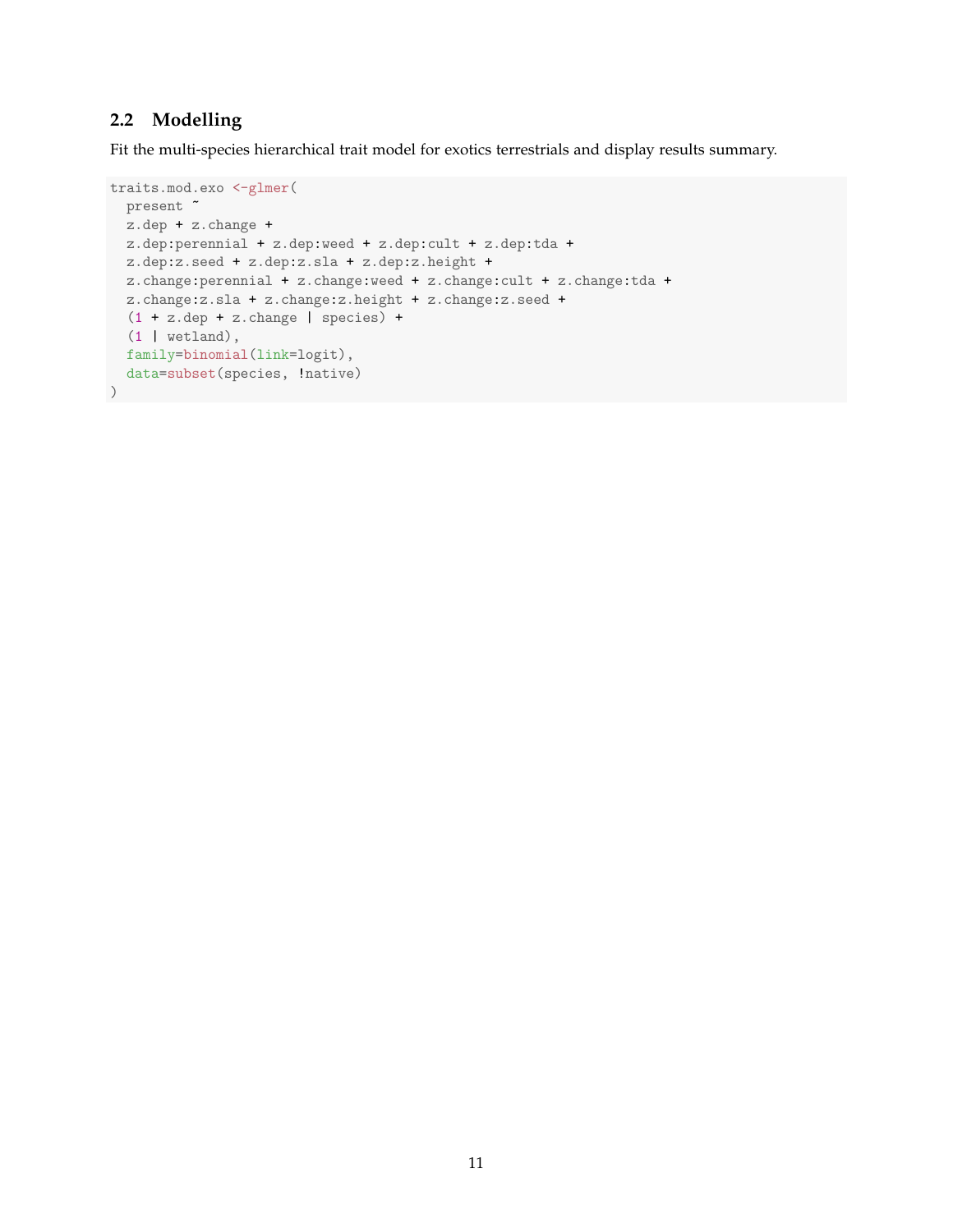## 2.2 Modelling

Fit the multi-species hierarchical trait model for exotics terrestrials and display results summary.

```
traits.mod.exo <-glmer(
  present ~
  z.dep + z.change +
  z.dep:perennial + z.dep:weed + z.dep:cult + z.dep:tda +
  z.dep:z.seed + z.dep:z.sla + z.dep:z.height +
  z.change:perennial + z.change:weed + z.change:cult + z.change:tda +
  z.change:z.sla + z.change:z.height + z.change:z.seed +
  (1 + z.dep + z.change | species) +
  (1 | wetland),
  family=binomial(link=logit),
  data=subset(species, !native)
)
```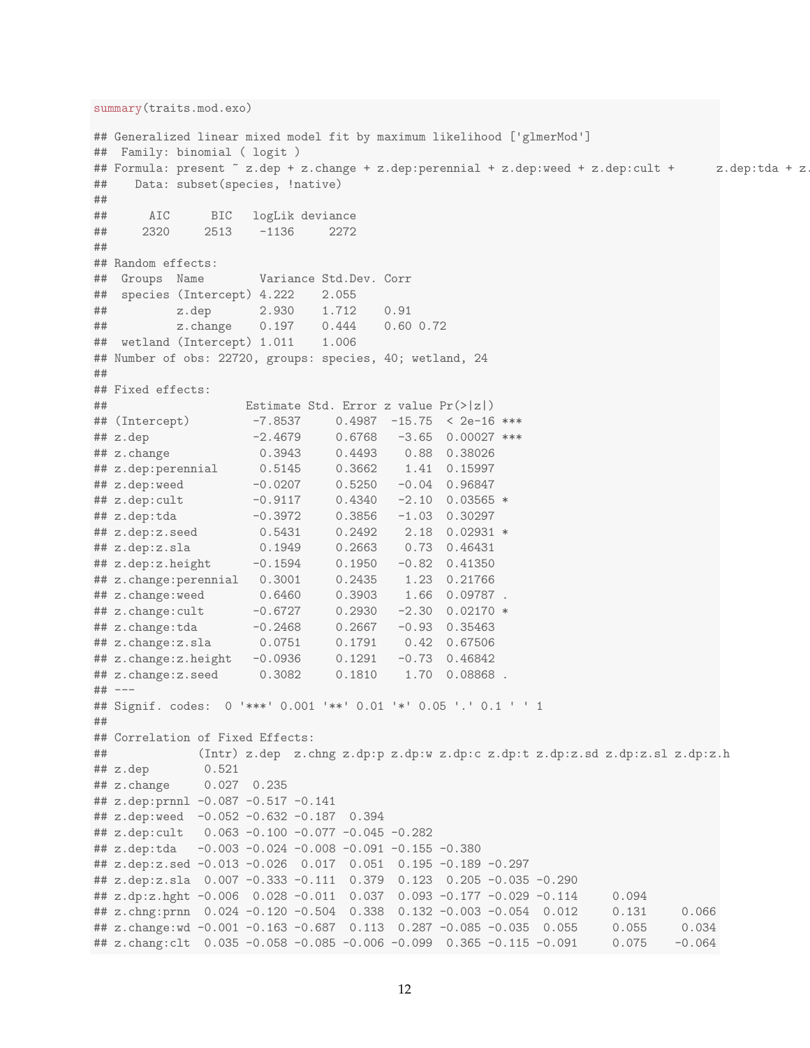```r
summary(traits.mod.exo)
```

```
## Generalized linear mixed model fit by maximum likelihood ['glmerMod']
##  Family: binomial  ( logit )
## Formula: present ~ z.dep + z.change + z.dep:perennial + z.dep:weed + z.dep:cult +      z.dep:tda + z.
##    Data: subset(species, !native)
##
##      AIC      BIC   logLik deviance
##     2320     2513    -1136     2272
##
## Random effects:
##  Groups  Name        Variance Std.Dev. Corr
##  species (Intercept) 4.222    2.055
##          z.dep       2.930    1.712    0.91
##          z.change    0.197    0.444    0.60 0.72
##  wetland (Intercept) 1.011    1.006
## Number of obs: 22720, groups: species, 40; wetland, 24
##
## Fixed effects:
##                   Estimate Std. Error z value Pr(>|z|)
## (Intercept)        -7.8537     0.4987  -15.75  < 2e-16 ***
## z.dep              -2.4679     0.6768   -3.65  0.00027 ***
## z.change            0.3943     0.4493    0.88  0.38026
## z.dep:perennial     0.5145     0.3662    1.41  0.15997
## z.dep:weed         -0.0207     0.5250   -0.04  0.96847
## z.dep:cult         -0.9117     0.4340   -2.10  0.03565 *
## z.dep:tda          -0.3972     0.3856   -1.03  0.30297
## z.dep:z.seed        0.5431     0.2492    2.18  0.02931 *
## z.dep:z.sla         0.1949     0.2663    0.73  0.46431
## z.dep:z.height     -0.1594     0.1950   -0.82  0.41350
## z.change:perennial  0.3001     0.2435    1.23  0.21766
## z.change:weed       0.6460     0.3903    1.66  0.09787 .
## z.change:cult      -0.6727     0.2930   -2.30  0.02170 *
## z.change:tda       -0.2468     0.2667   -0.93  0.35463
## z.change:z.sla      0.0751     0.1791    0.42  0.67506
## z.change:z.height  -0.0936     0.1291   -0.73  0.46842
## z.change:z.seed     0.3082     0.1810    1.70  0.08868 .
## ---
## Signif. codes:  0 '***' 0.001 '**' 0.01 '*' 0.05 '.' 0.1 ' ' 1
##
## Correlation of Fixed Effects:
##             (Intr) z.dep  z.chng z.dp:p z.dp:w z.dp:c z.dp:t z.dp:z.sd z.dp:z.sl z.dp:z.h
## z.dep        0.521
## z.change     0.027  0.235
## z.dep:prnnl -0.087 -0.517 -0.141
## z.dep:weed  -0.052 -0.632 -0.187  0.394
## z.dep:cult   0.063 -0.100 -0.077 -0.045 -0.282
## z.dep:tda   -0.003 -0.024 -0.008 -0.091 -0.155 -0.380
## z.dep:z.sed -0.013 -0.026  0.017  0.051  0.195 -0.189 -0.297
## z.dep:z.sla  0.007 -0.333 -0.111  0.379  0.123  0.205 -0.035 -0.290
## z.dp:z.hght -0.006  0.028 -0.011  0.037  0.093 -0.177 -0.029 -0.114     0.094
## z.chng:prnn  0.024 -0.120 -0.504  0.338  0.132 -0.003 -0.054  0.012     0.131     0.066
## z.change:wd -0.001 -0.163 -0.687  0.113  0.287 -0.085 -0.035  0.055     0.055     0.034
## z.chang:clt  0.035 -0.058 -0.085 -0.006 -0.099  0.365 -0.115 -0.091     0.075    -0.064
```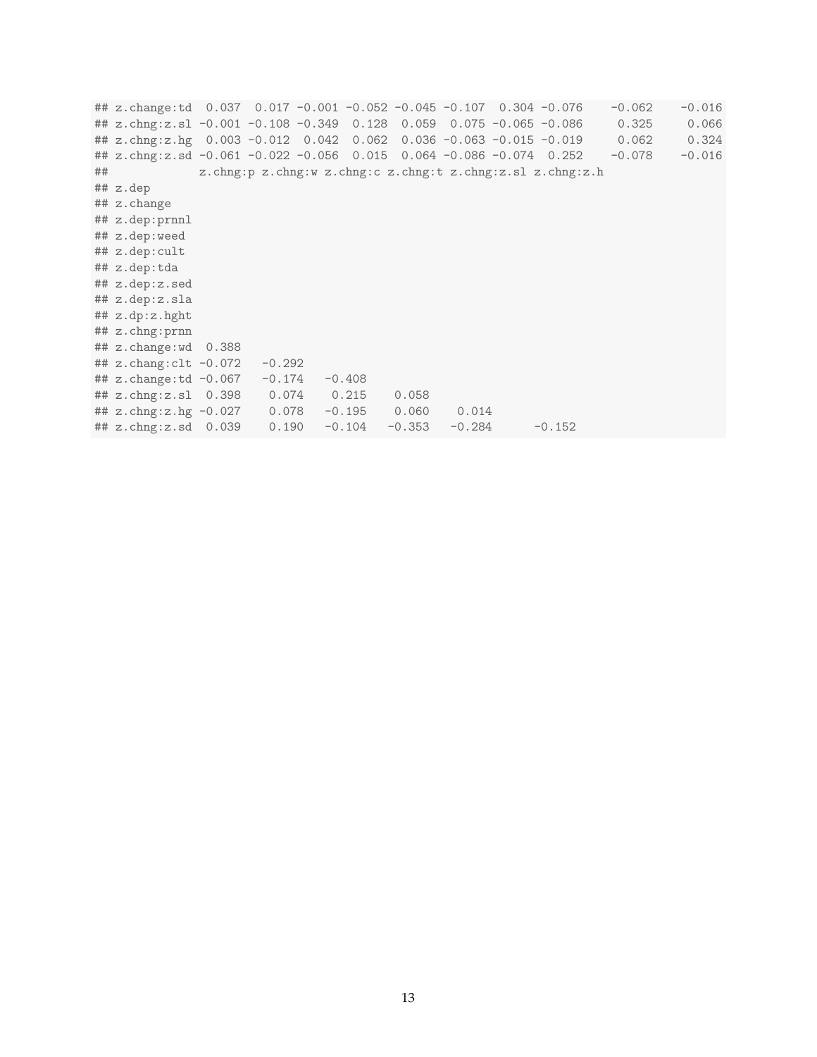```
## z.change:td  0.037  0.017 -0.001 -0.052 -0.045 -0.107  0.304 -0.076    -0.062    -0.016
## z.chng:z.sl -0.001 -0.108 -0.349  0.128  0.059  0.075 -0.065 -0.086     0.325     0.066
## z.chng:z.hg  0.003 -0.012  0.042  0.062  0.036 -0.063 -0.015 -0.019     0.062     0.324
## z.chng:z.sd -0.061 -0.022 -0.056  0.015  0.064 -0.086 -0.074  0.252    -0.078    -0.016
##             z.chng:p z.chng:w z.chng:c z.chng:t z.chng:z.sl z.chng:z.h
## z.dep
## z.change
## z.dep:prnnl
## z.dep:weed
## z.dep:cult
## z.dep:tda
## z.dep:z.sed
## z.dep:z.sla
## z.dp:z.hght
## z.chng:prnn
## z.change:wd  0.388
## z.chang:clt -0.072   -0.292
## z.change:td -0.067   -0.174   -0.408
## z.chng:z.sl  0.398    0.074    0.215    0.058
## z.chng:z.hg -0.027    0.078   -0.195    0.060    0.014
## z.chng:z.sd  0.039    0.190   -0.104   -0.353   -0.284      -0.152
```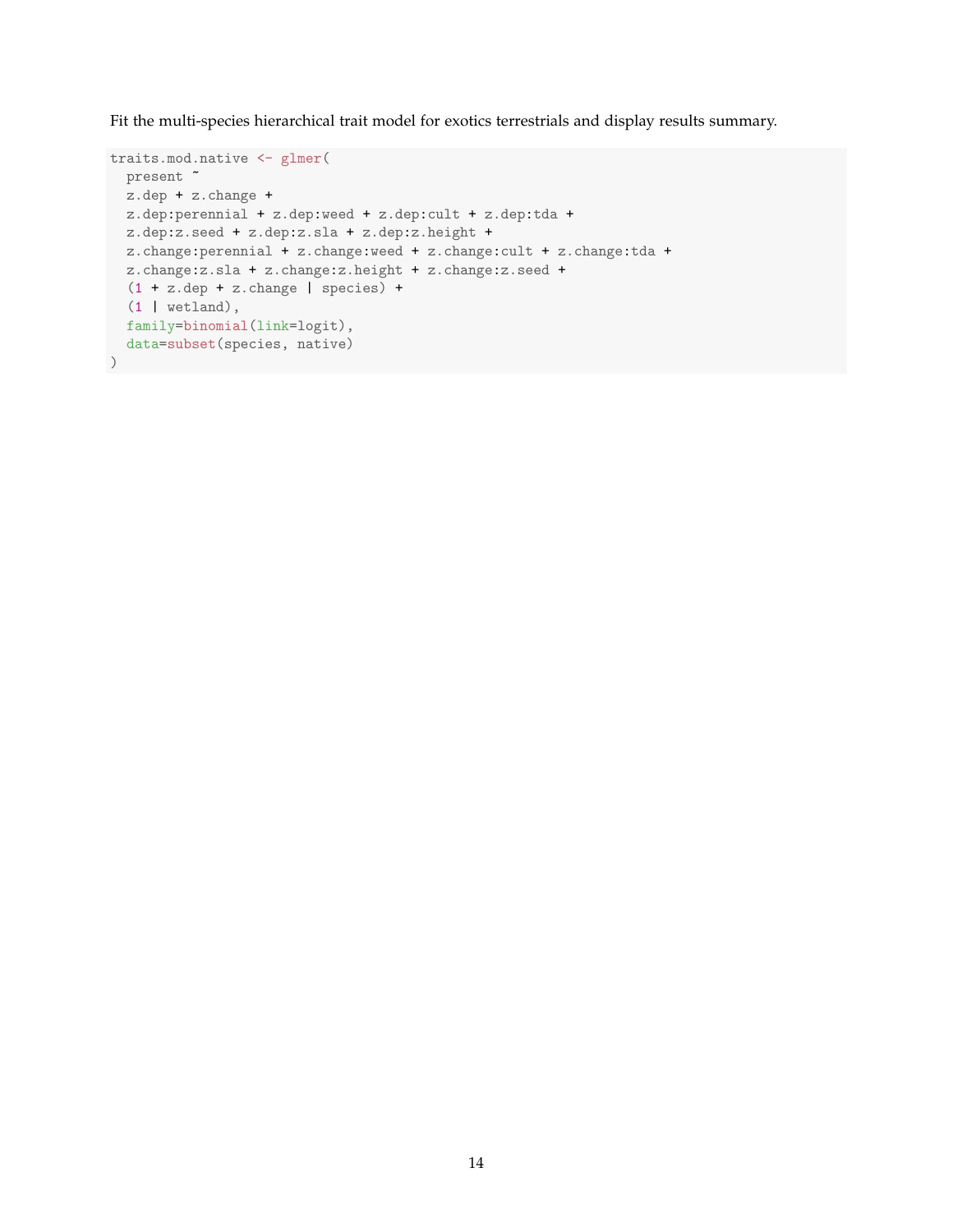Fit the multi-species hierarchical trait model for exotics terrestrials and display results summary.

```
traits.mod.native <- glmer(
  present ~
  z.dep + z.change +
  z.dep:perennial + z.dep:weed + z.dep:cult + z.dep:tda +
  z.dep:z.seed + z.dep:z.sla + z.dep:z.height +
  z.change:perennial + z.change:weed + z.change:cult + z.change:tda +
  z.change:z.sla + z.change:z.height + z.change:z.seed +
  (1 + z.dep + z.change | species) +
  (1 | wetland),
  family=binomial(link=logit),
  data=subset(species, native)
)
```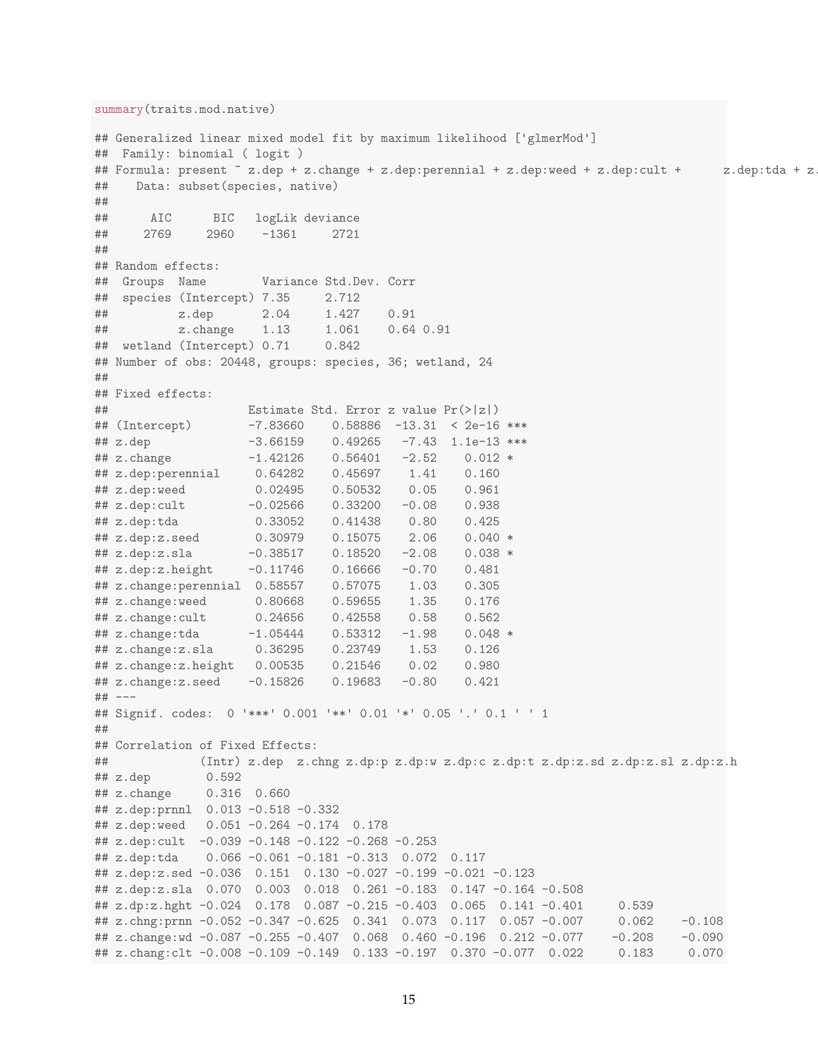```r
summary(traits.mod.native)
```

```
## Generalized linear mixed model fit by maximum likelihood ['glmerMod']
##  Family: binomial ( logit )
## Formula: present ~ z.dep + z.change + z.dep:perennial + z.dep:weed + z.dep:cult +      z.dep:tda + z.
##    Data: subset(species, native)
##
##      AIC      BIC   logLik deviance
##     2769     2960    -1361     2721
##
## Random effects:
##  Groups  Name        Variance Std.Dev. Corr
##  species (Intercept) 7.35     2.712
##          z.dep       2.04     1.427    0.91
##          z.change    1.13     1.061    0.64 0.91
##  wetland (Intercept) 0.71     0.842
## Number of obs: 20448, groups: species, 36; wetland, 24
##
## Fixed effects:
##                   Estimate Std. Error z value Pr(>|z|)
## (Intercept)       -7.83660    0.58886  -13.31  < 2e-16 ***
## z.dep             -3.66159    0.49265   -7.43  1.1e-13 ***
## z.change          -1.42126    0.56401   -2.52    0.012 *
## z.dep:perennial    0.64282    0.45697    1.41    0.160
## z.dep:weed         0.02495    0.50532    0.05    0.961
## z.dep:cult        -0.02566    0.33200   -0.08    0.938
## z.dep:tda          0.33052    0.41438    0.80    0.425
## z.dep:z.seed       0.30979    0.15075    2.06    0.040 *
## z.dep:z.sla       -0.38517    0.18520   -2.08    0.038 *
## z.dep:z.height    -0.11746    0.16666   -0.70    0.481
## z.change:perennial  0.58557    0.57075    1.03    0.305
## z.change:weed      0.80668    0.59655    1.35    0.176
## z.change:cult      0.24656    0.42558    0.58    0.562
## z.change:tda      -1.05444    0.53312   -1.98    0.048 *
## z.change:z.sla     0.36295    0.23749    1.53    0.126
## z.change:z.height  0.00535    0.21546    0.02    0.980
## z.change:z.seed   -0.15826    0.19683   -0.80    0.421
## ---
## Signif. codes:  0 '***' 0.001 '**' 0.01 '*' 0.05 '.' 0.1 ' ' 1
##
## Correlation of Fixed Effects:
##             (Intr) z.dep  z.chng z.dp:p z.dp:w z.dp:c z.dp:t z.dp:z.sd z.dp:z.sl z.dp:z.h
## z.dep        0.592
## z.change     0.316  0.660
## z.dep:prnnl  0.013 -0.518 -0.332
## z.dep:weed   0.051 -0.264 -0.174  0.178
## z.dep:cult  -0.039 -0.148 -0.122 -0.268 -0.253
## z.dep:tda    0.066 -0.061 -0.181 -0.313  0.072  0.117
## z.dep:z.sed -0.036  0.151  0.130 -0.027 -0.199 -0.021 -0.123
## z.dep:z.sla  0.070  0.003  0.018  0.261 -0.183  0.147 -0.164 -0.508
## z.dp:z.hght -0.024  0.178  0.087 -0.215 -0.403  0.065  0.141 -0.401     0.539
## z.chng:prnn -0.052 -0.347 -0.625  0.341  0.073  0.117  0.057 -0.007     0.062    -0.108
## z.change:wd -0.087 -0.255 -0.407  0.068  0.460 -0.196  0.212 -0.077    -0.208    -0.090
## z.chang:clt -0.008 -0.109 -0.149  0.133 -0.197  0.370 -0.077  0.022     0.183     0.070
```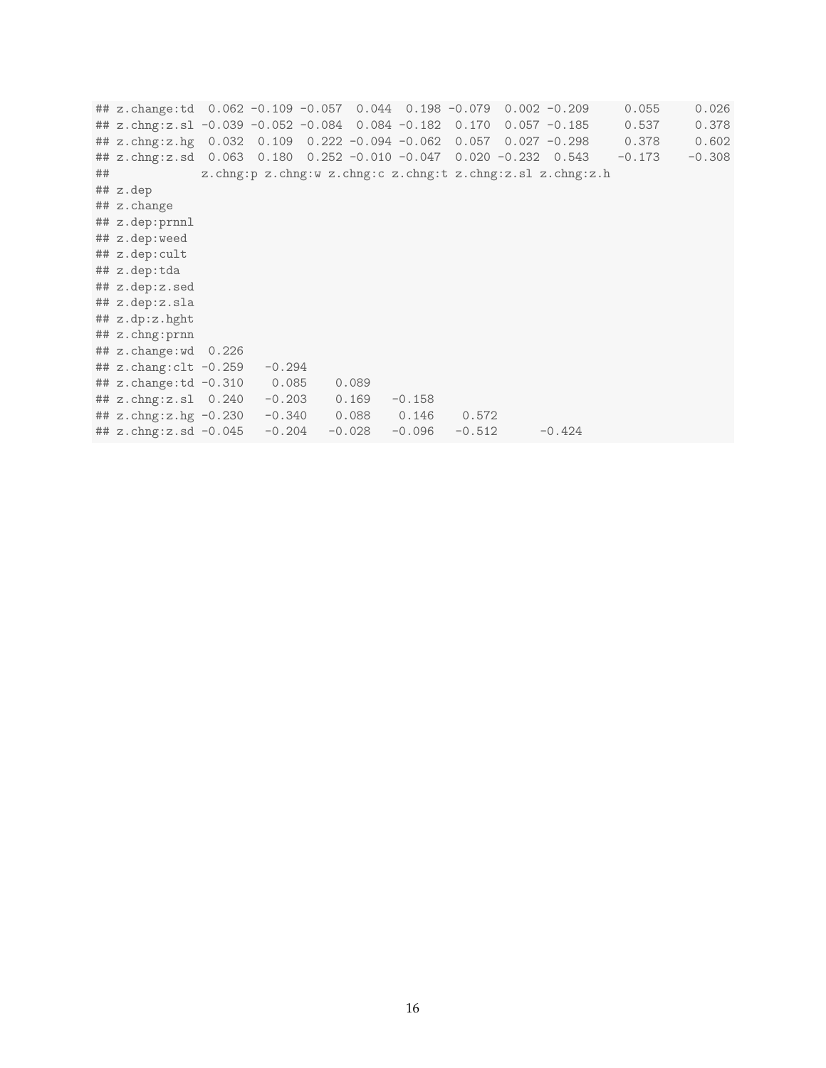```
## z.change:td  0.062 -0.109 -0.057  0.044  0.198 -0.079  0.002 -0.209     0.055     0.026
## z.chng:z.sl -0.039 -0.052 -0.084  0.084 -0.182  0.170  0.057 -0.185     0.537     0.378
## z.chng:z.hg  0.032  0.109  0.222 -0.094 -0.062  0.057  0.027 -0.298     0.378     0.602
## z.chng:z.sd  0.063  0.180  0.252 -0.010 -0.047  0.020 -0.232  0.543    -0.173    -0.308
##             z.chng:p z.chng:w z.chng:c z.chng:t z.chng:z.sl z.chng:z.h
## z.dep
## z.change
## z.dep:prnnl
## z.dep:weed
## z.dep:cult
## z.dep:tda
## z.dep:z.sed
## z.dep:z.sla
## z.dp:z.hght
## z.chng:prnn
## z.change:wd  0.226
## z.chang:clt -0.259   -0.294
## z.change:td -0.310    0.085    0.089
## z.chng:z.sl  0.240   -0.203    0.169   -0.158
## z.chng:z.hg -0.230   -0.340    0.088    0.146    0.572
## z.chng:z.sd -0.045   -0.204   -0.028   -0.096   -0.512      -0.424
```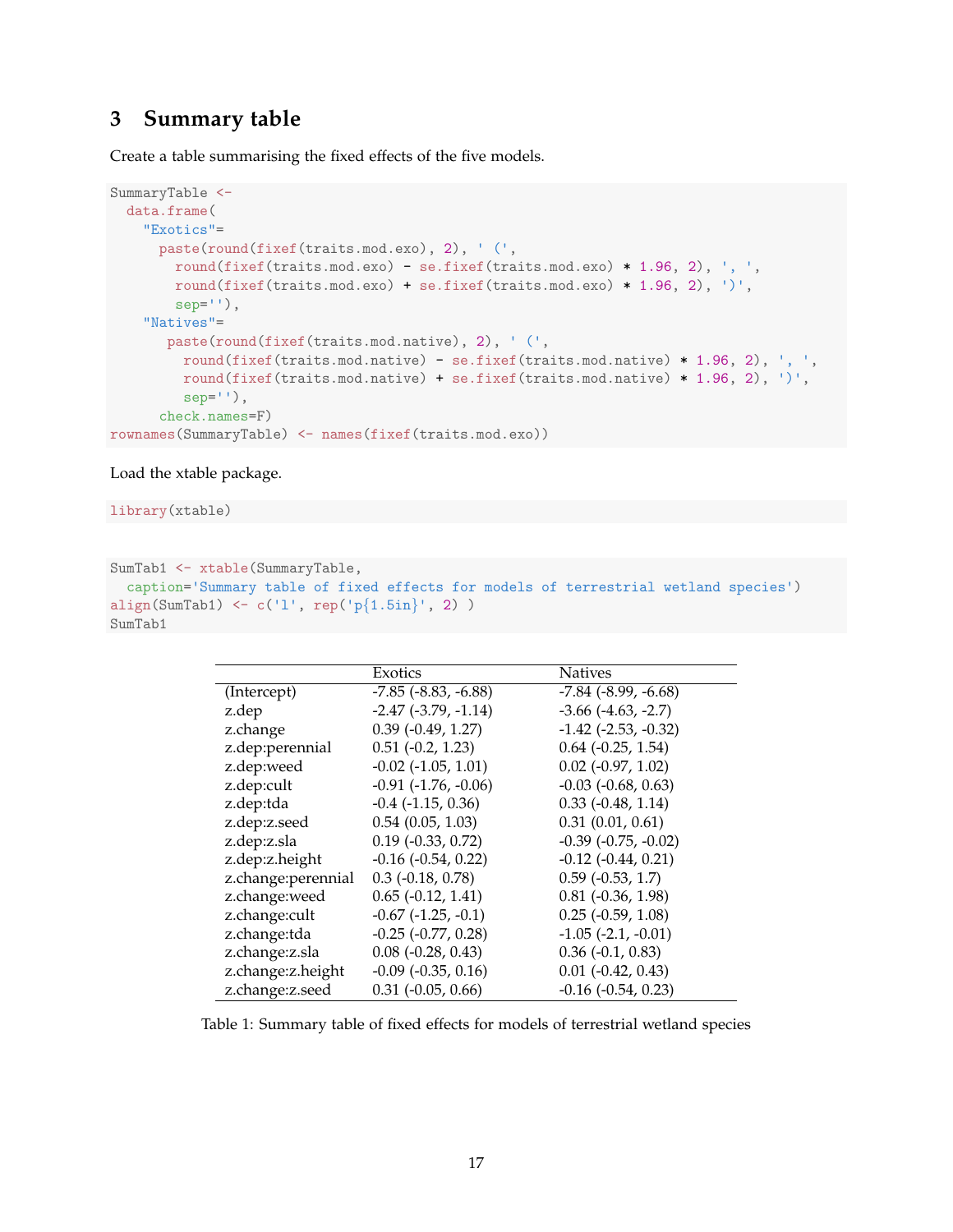## 3 Summary table

Create a table summarising the fixed effects of the five models.

```
SummaryTable <-
  data.frame(
    "Exotics"=
      paste(round(fixef(traits.mod.exo), 2), ' (',
        round(fixef(traits.mod.exo) - se.fixef(traits.mod.exo) * 1.96, 2), ', ',
        round(fixef(traits.mod.exo) + se.fixef(traits.mod.exo) * 1.96, 2), ')',
        sep=''),
    "Natives"=
       paste(round(fixef(traits.mod.native), 2), ' (',
         round(fixef(traits.mod.native) - se.fixef(traits.mod.native) * 1.96, 2), ', ',
         round(fixef(traits.mod.native) + se.fixef(traits.mod.native) * 1.96, 2), ')',
         sep=''),
      check.names=F)
rownames(SummaryTable) <- names(fixef(traits.mod.exo))
```

Load the xtable package.

```
library(xtable)
```

```
SumTab1 <- xtable(SummaryTable,
  caption='Summary table of fixed effects for models of terrestrial wetland species')
align(SumTab1) <- c('l', rep('p{1.5in}', 2) )
SumTab1
```

| | Exotics | Natives |
|---|---|---|
| (Intercept) | -7.85 (-8.83, -6.88) | -7.84 (-8.99, -6.68) |
| z.dep | -2.47 (-3.79, -1.14) | -3.66 (-4.63, -2.7) |
| z.change | 0.39 (-0.49, 1.27) | -1.42 (-2.53, -0.32) |
| z.dep:perennial | 0.51 (-0.2, 1.23) | 0.64 (-0.25, 1.54) |
| z.dep:weed | -0.02 (-1.05, 1.01) | 0.02 (-0.97, 1.02) |
| z.dep:cult | -0.91 (-1.76, -0.06) | -0.03 (-0.68, 0.63) |
| z.dep:tda | -0.4 (-1.15, 0.36) | 0.33 (-0.48, 1.14) |
| z.dep:z.seed | 0.54 (0.05, 1.03) | 0.31 (0.01, 0.61) |
| z.dep:z.sla | 0.19 (-0.33, 0.72) | -0.39 (-0.75, -0.02) |
| z.dep:z.height | -0.16 (-0.54, 0.22) | -0.12 (-0.44, 0.21) |
| z.change:perennial | 0.3 (-0.18, 0.78) | 0.59 (-0.53, 1.7) |
| z.change:weed | 0.65 (-0.12, 1.41) | 0.81 (-0.36, 1.98) |
| z.change:cult | -0.67 (-1.25, -0.1) | 0.25 (-0.59, 1.08) |
| z.change:tda | -0.25 (-0.77, 0.28) | -1.05 (-2.1, -0.01) |
| z.change:z.sla | 0.08 (-0.28, 0.43) | 0.36 (-0.1, 0.83) |
| z.change:z.height | -0.09 (-0.35, 0.16) | 0.01 (-0.42, 0.43) |
| z.change:z.seed | 0.31 (-0.05, 0.66) | -0.16 (-0.54, 0.23) |

Table 1: Summary table of fixed effects for models of terrestrial wetland species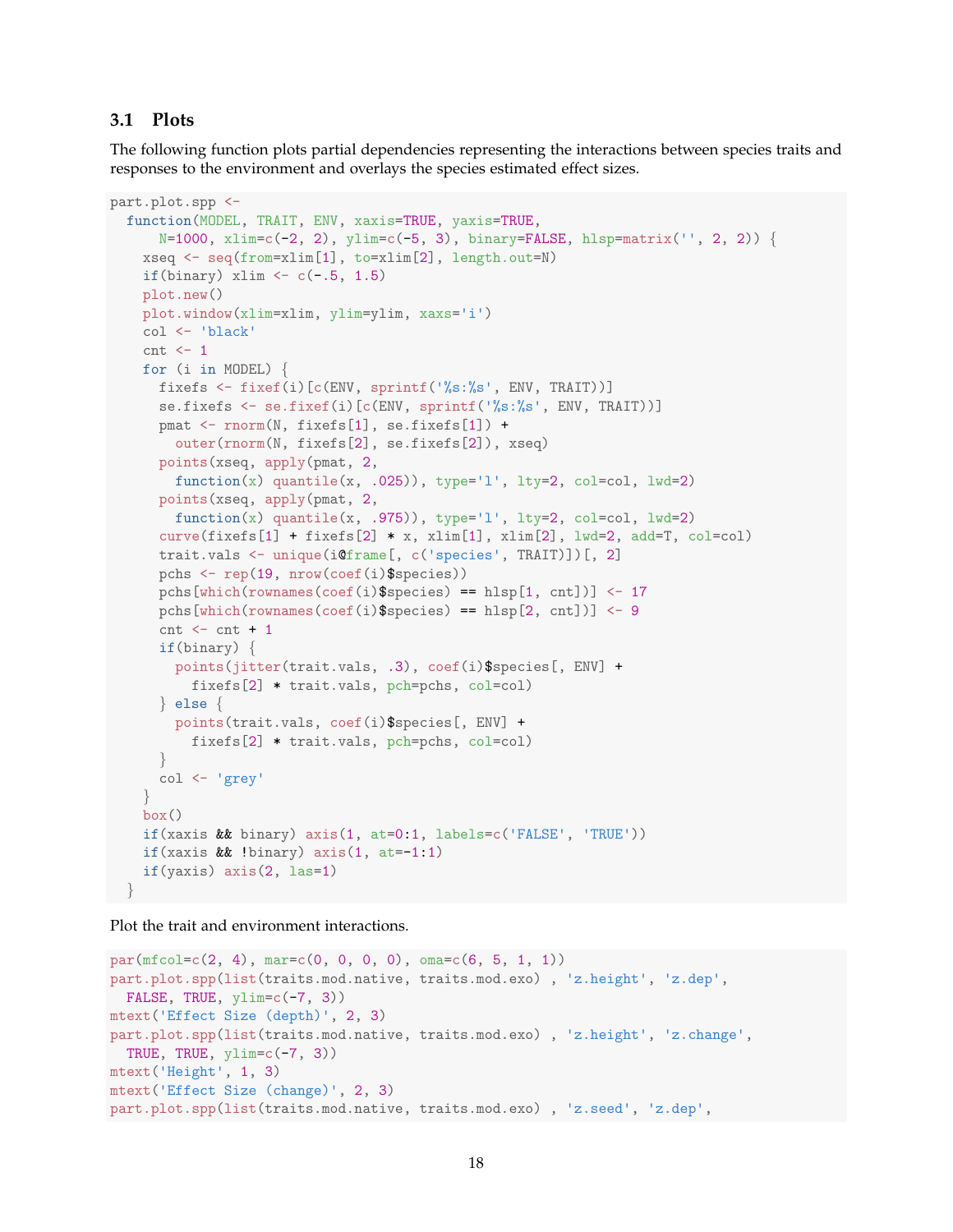## 3.1 Plots

The following function plots partial dependencies representing the interactions between species traits and responses to the environment and overlays the species estimated effect sizes.

```
part.plot.spp <-
  function(MODEL, TRAIT, ENV, xaxis=TRUE, yaxis=TRUE,
      N=1000, xlim=c(-2, 2), ylim=c(-5, 3), binary=FALSE, hlsp=matrix('', 2, 2)) {
    xseq <- seq(from=xlim[1], to=xlim[2], length.out=N)
    if(binary) xlim <- c(-.5, 1.5)
    plot.new()
    plot.window(xlim=xlim, ylim=ylim, xaxs='i')
    col <- 'black'
    cnt <- 1
    for (i in MODEL) {
      fixefs <- fixef(i)[c(ENV, sprintf('%s:%s', ENV, TRAIT))]
      se.fixefs <- se.fixef(i)[c(ENV, sprintf('%s:%s', ENV, TRAIT))]
      pmat <- rnorm(N, fixefs[1], se.fixefs[1]) +
        outer(rnorm(N, fixefs[2], se.fixefs[2]), xseq)
      points(xseq, apply(pmat, 2,
        function(x) quantile(x, .025)), type='l', lty=2, col=col, lwd=2)
      points(xseq, apply(pmat, 2,
        function(x) quantile(x, .975)), type='l', lty=2, col=col, lwd=2)
      curve(fixefs[1] + fixefs[2] * x, xlim[1], xlim[2], lwd=2, add=T, col=col)
      trait.vals <- unique(i@frame[, c('species', TRAIT)])[, 2]
      pchs <- rep(19, nrow(coef(i)$species))
      pchs[which(rownames(coef(i)$species) == hlsp[1, cnt])] <- 17
      pchs[which(rownames(coef(i)$species) == hlsp[2, cnt])] <- 9
      cnt <- cnt + 1
      if(binary) {
        points(jitter(trait.vals, .3), coef(i)$species[, ENV] +
          fixefs[2] * trait.vals, pch=pchs, col=col)
      } else {
        points(trait.vals, coef(i)$species[, ENV] +
          fixefs[2] * trait.vals, pch=pchs, col=col)
      }
      col <- 'grey'
    }
    box()
    if(xaxis && binary) axis(1, at=0:1, labels=c('FALSE', 'TRUE'))
    if(xaxis && !binary) axis(1, at=-1:1)
    if(yaxis) axis(2, las=1)
  }
```

Plot the trait and environment interactions.

```
par(mfcol=c(2, 4), mar=c(0, 0, 0, 0), oma=c(6, 5, 1, 1))
part.plot.spp(list(traits.mod.native, traits.mod.exo) , 'z.height', 'z.dep',
  FALSE, TRUE, ylim=c(-7, 3))
mtext('Effect Size (depth)', 2, 3)
part.plot.spp(list(traits.mod.native, traits.mod.exo) , 'z.height', 'z.change',
  TRUE, TRUE, ylim=c(-7, 3))
mtext('Height', 1, 3)
mtext('Effect Size (change)', 2, 3)
part.plot.spp(list(traits.mod.native, traits.mod.exo) , 'z.seed', 'z.dep',
```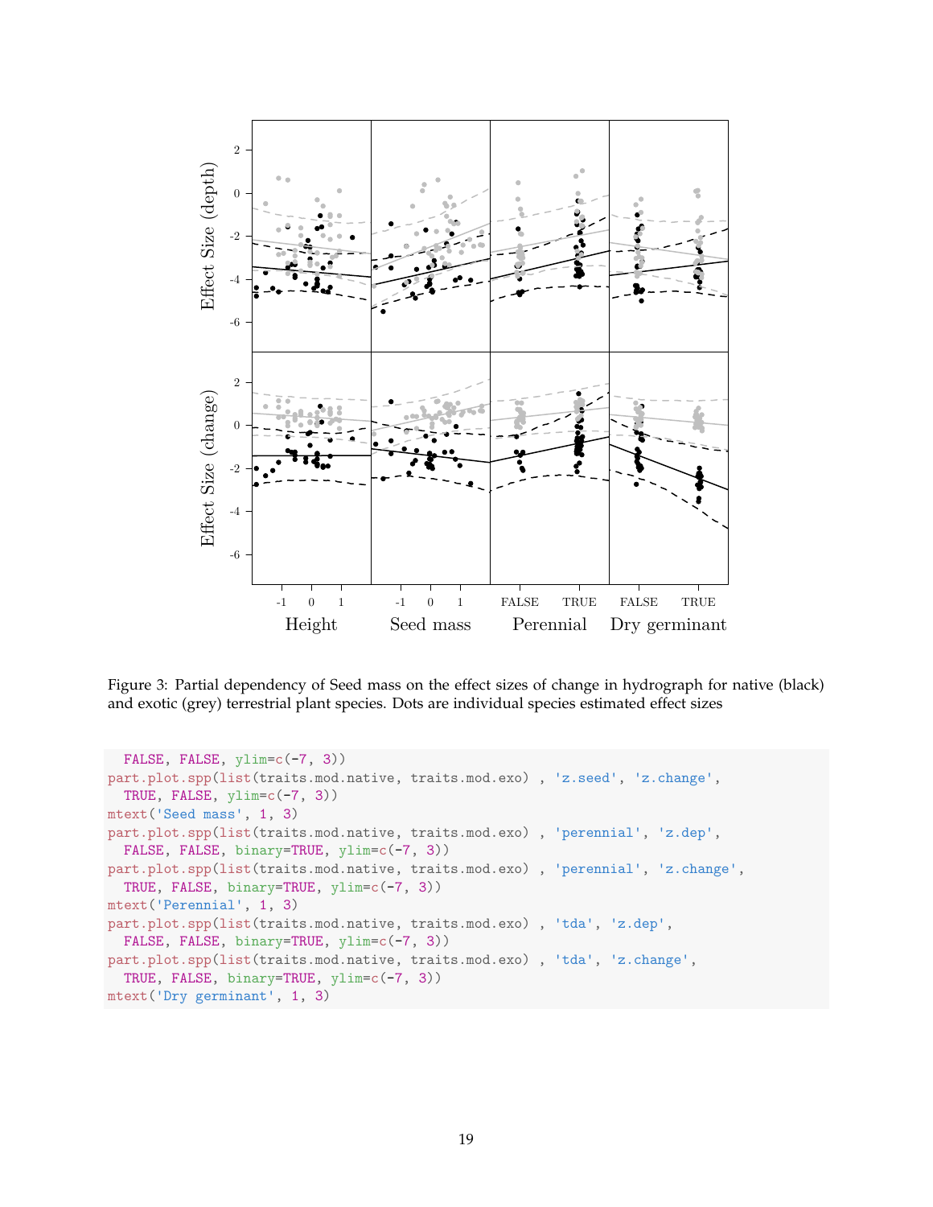Figure 3: Partial dependency of Seed mass on the effect sizes of change in hydrograph for native (black) and exotic (grey) terrestrial plant species. Dots are individual species estimated effect sizes

```
  FALSE, FALSE, ylim=c(-7, 3))
part.plot.spp(list(traits.mod.native, traits.mod.exo) , 'z.seed', 'z.change',
  TRUE, FALSE, ylim=c(-7, 3))
mtext('Seed mass', 1, 3)
part.plot.spp(list(traits.mod.native, traits.mod.exo) , 'perennial', 'z.dep',
  FALSE, FALSE, binary=TRUE, ylim=c(-7, 3))
part.plot.spp(list(traits.mod.native, traits.mod.exo) , 'perennial', 'z.change',
  TRUE, FALSE, binary=TRUE, ylim=c(-7, 3))
mtext('Perennial', 1, 3)
part.plot.spp(list(traits.mod.native, traits.mod.exo) , 'tda', 'z.dep',
  FALSE, FALSE, binary=TRUE, ylim=c(-7, 3))
part.plot.spp(list(traits.mod.native, traits.mod.exo) , 'tda', 'z.change',
  TRUE, FALSE, binary=TRUE, ylim=c(-7, 3))
mtext('Dry germinant', 1, 3)
```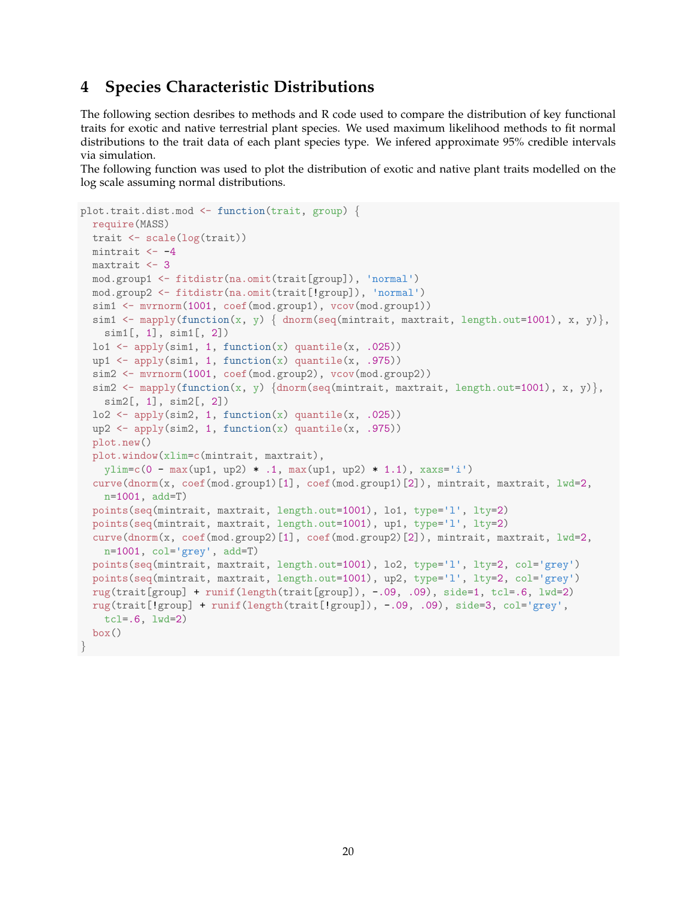## 4 Species Characteristic Distributions

The following section desribes to methods and R code used to compare the distribution of key functional traits for exotic and native terrestrial plant species. We used maximum likelihood methods to fit normal distributions to the trait data of each plant species type. We infered approximate 95% credible intervals via simulation.

The following function was used to plot the distribution of exotic and native plant traits modelled on the log scale assuming normal distributions.

```
plot.trait.dist.mod <- function(trait, group) {
  require(MASS)
  trait <- scale(log(trait))
  mintrait <- -4
  maxtrait <- 3
  mod.group1 <- fitdistr(na.omit(trait[group]), 'normal')
  mod.group2 <- fitdistr(na.omit(trait[!group]), 'normal')
  sim1 <- mvrnorm(1001, coef(mod.group1), vcov(mod.group1))
  sim1 <- mapply(function(x, y) { dnorm(seq(mintrait, maxtrait, length.out=1001), x, y)},
    sim1[, 1], sim1[, 2])
  lo1 <- apply(sim1, 1, function(x) quantile(x, .025))
  up1 <- apply(sim1, 1, function(x) quantile(x, .975))
  sim2 <- mvrnorm(1001, coef(mod.group2), vcov(mod.group2))
  sim2 <- mapply(function(x, y) {dnorm(seq(mintrait, maxtrait, length.out=1001), x, y)},
    sim2[, 1], sim2[, 2])
  lo2 <- apply(sim2, 1, function(x) quantile(x, .025))
  up2 <- apply(sim2, 1, function(x) quantile(x, .975))
  plot.new()
  plot.window(xlim=c(mintrait, maxtrait),
    ylim=c(0 - max(up1, up2) * .1, max(up1, up2) * 1.1), xaxs='i')
  curve(dnorm(x, coef(mod.group1)[1], coef(mod.group1)[2]), mintrait, maxtrait, lwd=2,
    n=1001, add=T)
  points(seq(mintrait, maxtrait, length.out=1001), lo1, type='l', lty=2)
  points(seq(mintrait, maxtrait, length.out=1001), up1, type='l', lty=2)
  curve(dnorm(x, coef(mod.group2)[1], coef(mod.group2)[2]), mintrait, maxtrait, lwd=2,
    n=1001, col='grey', add=T)
  points(seq(mintrait, maxtrait, length.out=1001), lo2, type='l', lty=2, col='grey')
  points(seq(mintrait, maxtrait, length.out=1001), up2, type='l', lty=2, col='grey')
  rug(trait[group] + runif(length(trait[group]), -.09, .09), side=1, tcl=.6, lwd=2)
  rug(trait[!group] + runif(length(trait[!group]), -.09, .09), side=3, col='grey',
    tcl=.6, lwd=2)
  box()
}
```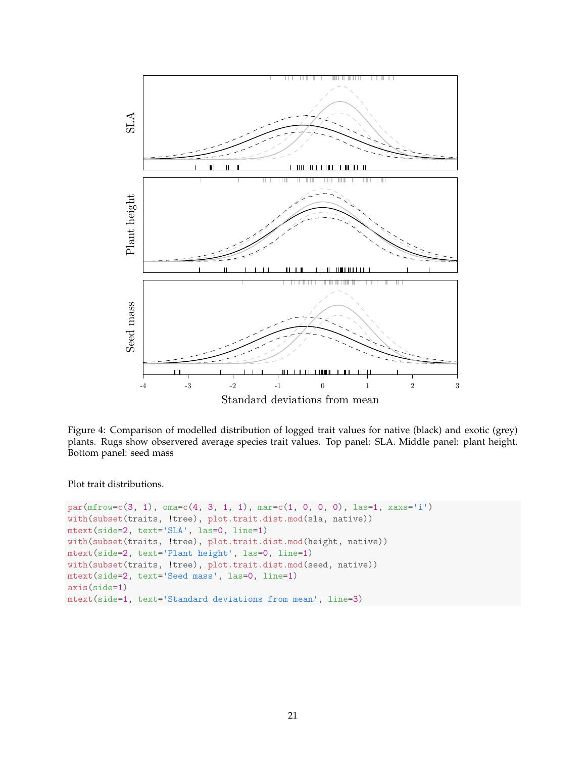Figure 4: Comparison of modelled distribution of logged trait values for native (black) and exotic (grey) plants. Rugs show observered average species trait values. Top panel: SLA. Middle panel: plant height. Bottom panel: seed mass

Plot trait distributions.

```
par(mfrow=c(3, 1), oma=c(4, 3, 1, 1), mar=c(1, 0, 0, 0), las=1, xaxs='i')
with(subset(traits, !tree), plot.trait.dist.mod(sla, native))
mtext(side=2, text='SLA', las=0, line=1)
with(subset(traits, !tree), plot.trait.dist.mod(height, native))
mtext(side=2, text='Plant height', las=0, line=1)
with(subset(traits, !tree), plot.trait.dist.mod(seed, native))
mtext(side=2, text='Seed mass', las=0, line=1)
axis(side=1)
mtext(side=1, text='Standard deviations from mean', line=3)
```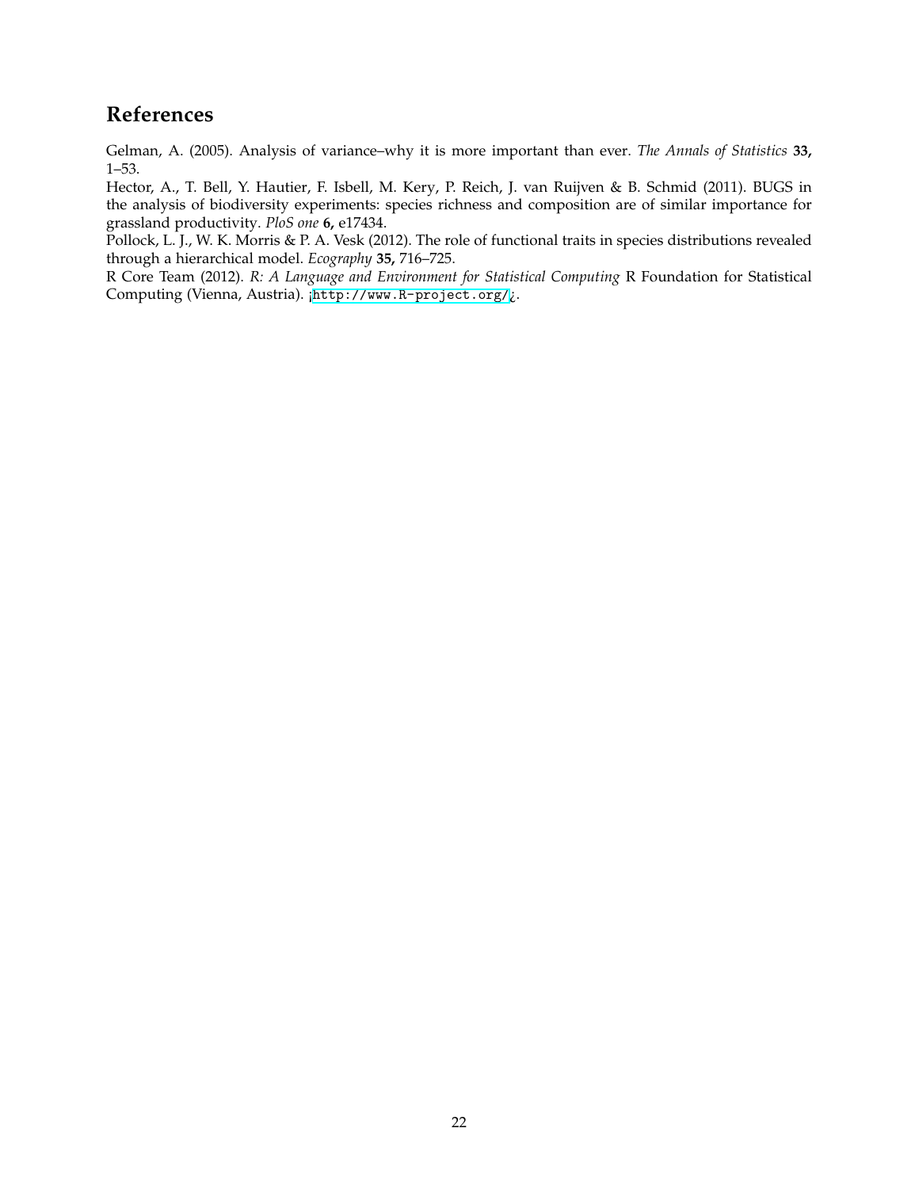## References

Gelman, A. (2005). Analysis of variance–why it is more important than ever. *The Annals of Statistics* **33,** 1–53.

Hector, A., T. Bell, Y. Hautier, F. Isbell, M. Kery, P. Reich, J. van Ruijven & B. Schmid (2011). BUGS in the analysis of biodiversity experiments: species richness and composition are of similar importance for grassland productivity. *PloS one* **6,** e17434.

Pollock, L. J., W. K. Morris & P. A. Vesk (2012). The role of functional traits in species distributions revealed through a hierarchical model. *Ecography* **35,** 716–725.

R Core Team (2012). *R: A Language and Environment for Statistical Computing* R Foundation for Statistical Computing (Vienna, Austria). ¡http://www.R-project.org/¿.